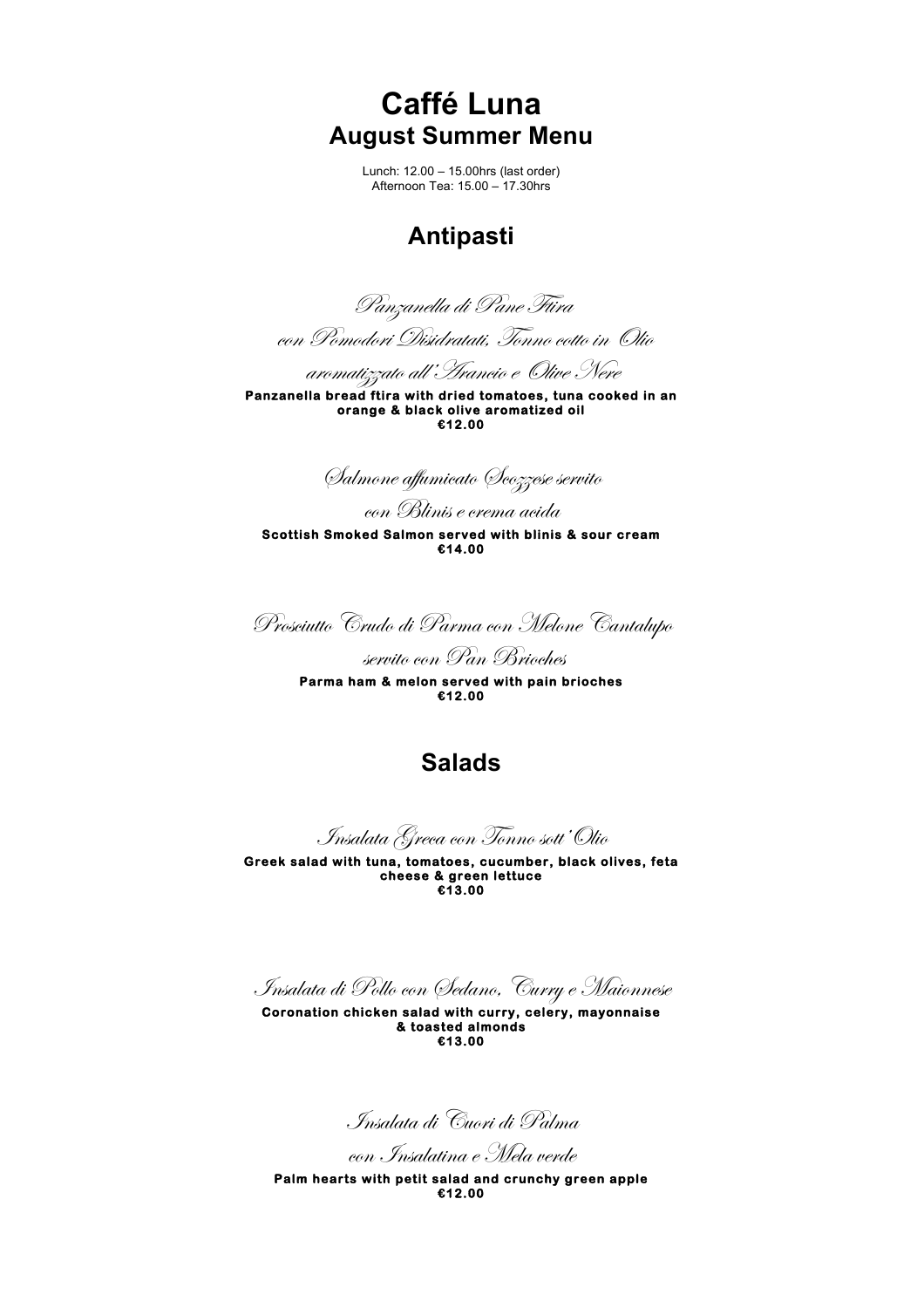# Caffé Luna

## August Summer Menu

Lunch: 12.00 – 15.00hrs (last order)
Afternoon Tea: 15.00 – 17.30hrs

## Antipasti

*Panzanella di Pane Ftira*
*con Pomodori Disidratati, Tonno cotto in Olio*
*aromatizzato all'Arancio e Olive Nere*

**Panzanella bread ftira with dried tomatoes, tuna cooked in an orange & black olive aromatized oil**
**€12.00**

*Salmone affumicato Scozzese servito*
*con Blinis e crema acida*

**Scottish Smoked Salmon served with blinis & sour cream**
**€14.00**

*Prosciutto Crudo di Parma con Melone Cantalupo*
*servito con Pan Brioches*

**Parma ham & melon served with pain brioches**
**€12.00**

## Salads

*Insalata Greca con Tonno sott'Olio*

**Greek salad with tuna, tomatoes, cucumber, black olives, feta cheese & green lettuce**
**€13.00**

*Insalata di Pollo con Sedano, Curry e Maionnese*

**Coronation chicken salad with curry, celery, mayonnaise & toasted almonds**
**€13.00**

*Insalata di Cuori di Palma*
*con Insalatina e Mela verde*

**Palm hearts with petit salad and crunchy green apple**
**€12.00**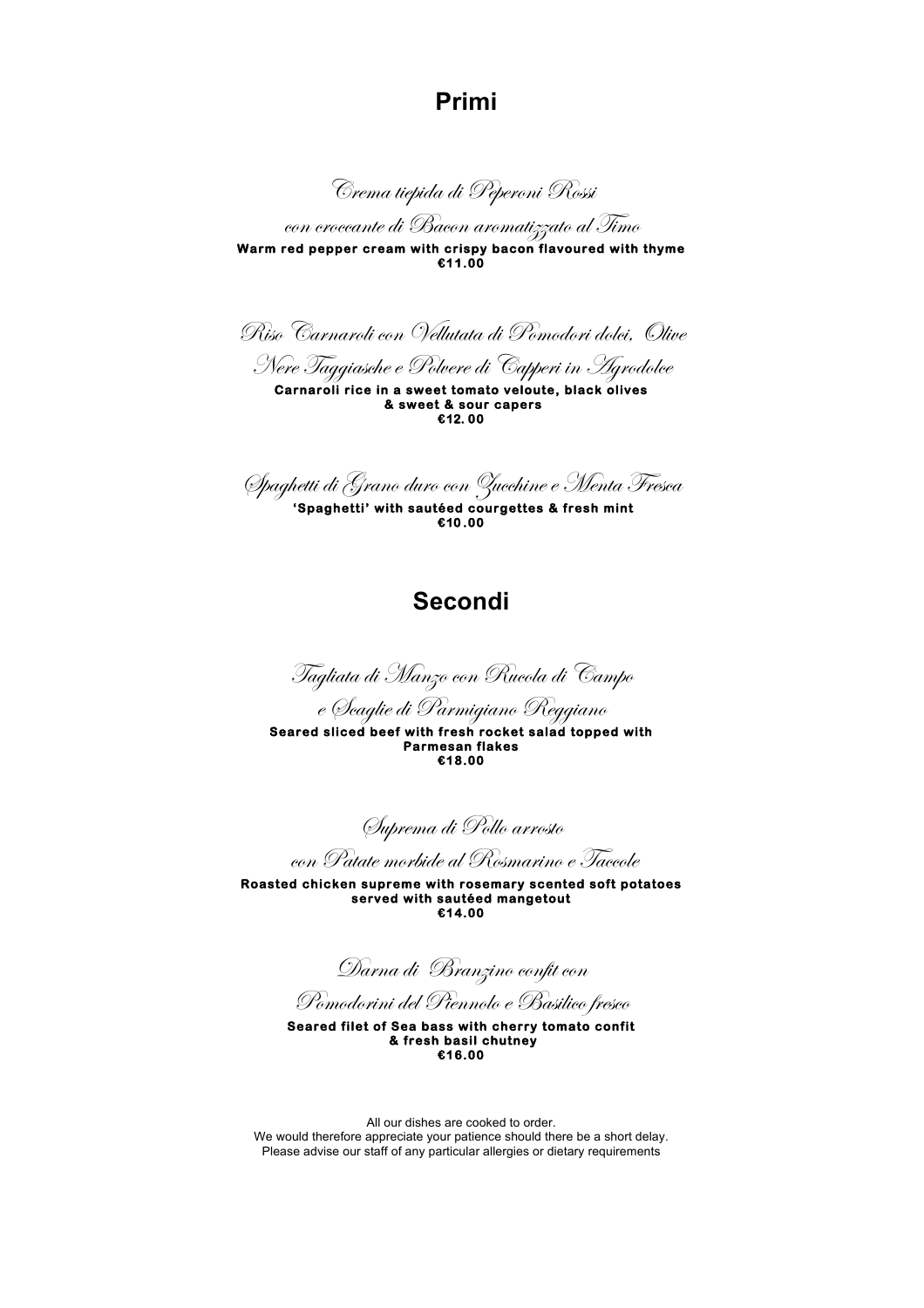# Primi

*Crema tiepida di Peperoni Rossi*
*con croccante di Bacon aromatizzato al Timo*
**Warm red pepper cream with crispy bacon flavoured with thyme**
**€11.00**

*Riso Carnaroli con Vellutata di Pomodori dolci, Olive Nere Taggiasche e Polvere di Capperi in Agrodolce*
**Carnaroli rice in a sweet tomato veloute, black olives & sweet & sour capers**
**€12. 00**

*Spaghetti di Grano duro con Zucchine e Menta Fresca*
**'Spaghetti' with sautéed courgettes & fresh mint**
**€10.00**

# Secondi

*Tagliata di Manzo con Rucola di Campo*
*e Scaglie di Parmigiano Reggiano*
**Seared sliced beef with fresh rocket salad topped with Parmesan flakes**
**€18.00**

*Suprema di Pollo arrosto*
*con Patate morbide al Rosmarino e Taccole*
**Roasted chicken supreme with rosemary scented soft potatoes served with sautéed mangetout**
**€14.00**

*Darna di Branzino confit con*
*Pomodorini del Piennolo e Basilico fresco*
**Seared filet of Sea bass with cherry tomato confit & fresh basil chutney**
**€16.00**

All our dishes are cooked to order.
We would therefore appreciate your patience should there be a short delay.
Please advise our staff of any particular allergies or dietary requirements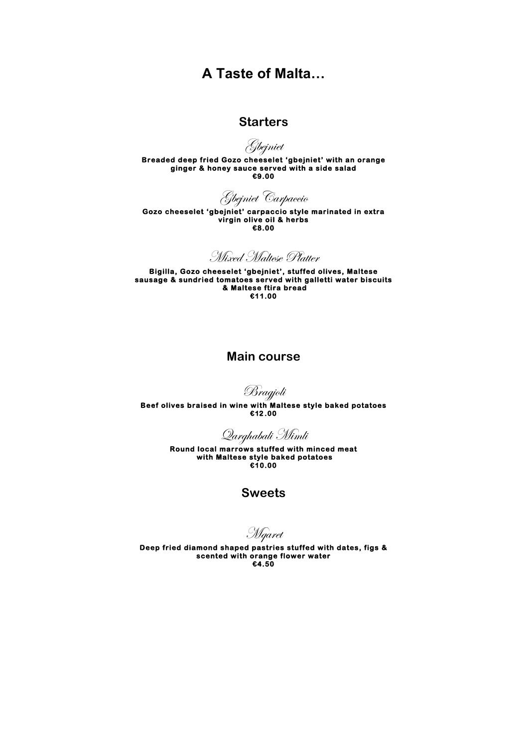# A Taste of Malta…

## Starters

### *Gbejniet*

**Breaded deep fried Gozo cheeselet 'gbejniet' with an orange ginger & honey sauce served with a side salad**
**€9.00**

### *Gbejniet Carpaccio*

**Gozo cheeselet 'gbejniet' carpaccio style marinated in extra virgin olive oil & herbs**
**€8.00**

### *Mixed Maltese Platter*

**Bigilla, Gozo cheeselet 'gbejniet', stuffed olives, Maltese sausage & sundried tomatoes served with galletti water biscuits & Maltese ftira bread**
**€11.00**

## Main course

### *Bragjoli*

**Beef olives braised in wine with Maltese style baked potatoes**
**€12.00**

### *Qarghabali Mimli*

**Round local marrows stuffed with minced meat with Maltese style baked potatoes**
**€10.00**

## Sweets

### *Mqaret*

**Deep fried diamond shaped pastries stuffed with dates, figs & scented with orange flower water**
**€4.50**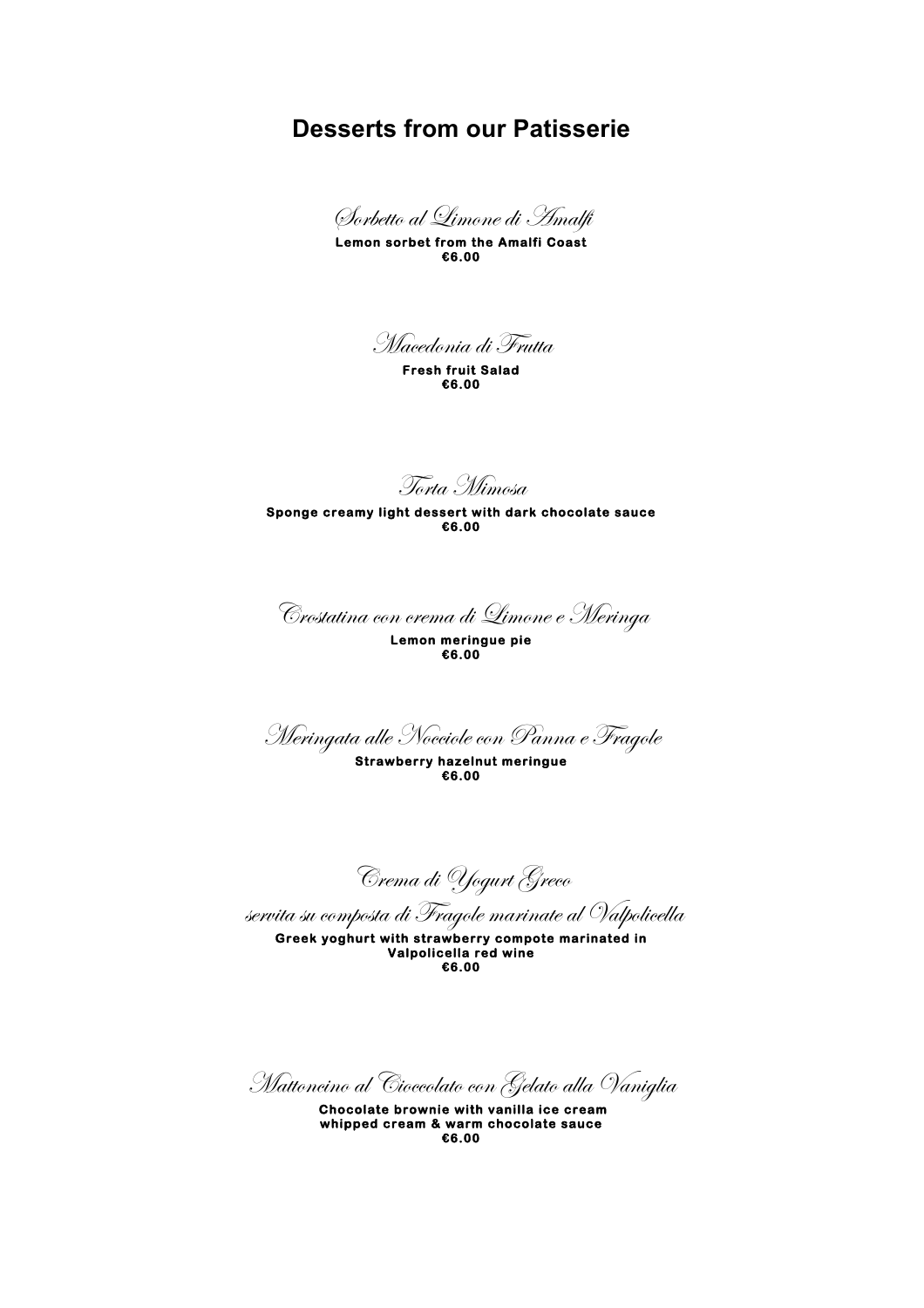# Desserts from our Patisserie

*Sorbetto al Limone di Amalfi*

**Lemon sorbet from the Amalfi Coast**
**€6.00**

*Macedonia di Frutta*

**Fresh fruit Salad**
**€6.00**

*Torta Mimosa*

**Sponge creamy light dessert with dark chocolate sauce**
**€6.00**

*Crostatina con crema di Limone e Meringa*

**Lemon meringue pie**
**€6.00**

*Meringata alle Nocciole con Panna e Fragole*

**Strawberry hazelnut meringue**
**€6.00**

*Crema di Yogurt Greco*
*servita su composta di Fragole marinate al Valpolicella*

**Greek yoghurt with strawberry compote marinated in Valpolicella red wine**
**€6.00**

*Mattoncino al Cioccolato con Gelato alla Vaniglia*

**Chocolate brownie with vanilla ice cream whipped cream & warm chocolate sauce**
**€6.00**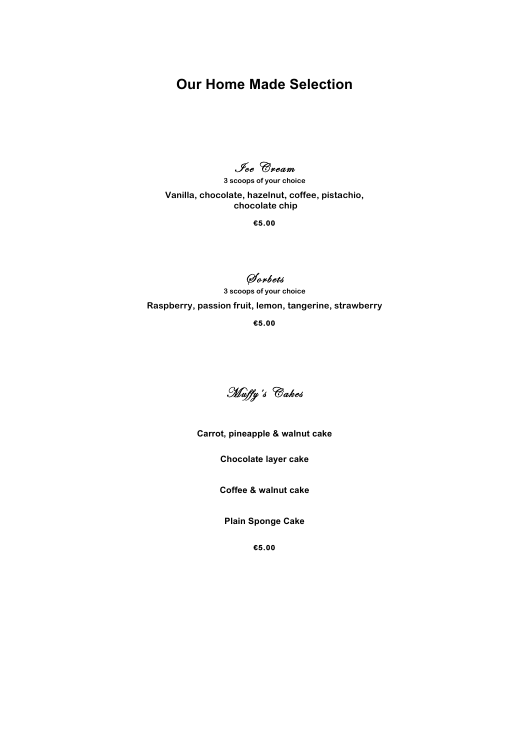# Our Home Made Selection

## *Ice Cream*

**3 scoops of your choice**

**Vanilla, chocolate, hazelnut, coffee, pistachio, chocolate chip**

**€5.00**

## *Sorbets*

**3 scoops of your choice**

**Raspberry, passion fruit, lemon, tangerine, strawberry**

**€5.00**

## *Muffy's Cakes*

**Carrot, pineapple & walnut cake**

**Chocolate layer cake**

**Coffee & walnut cake**

**Plain Sponge Cake**

**€5.00**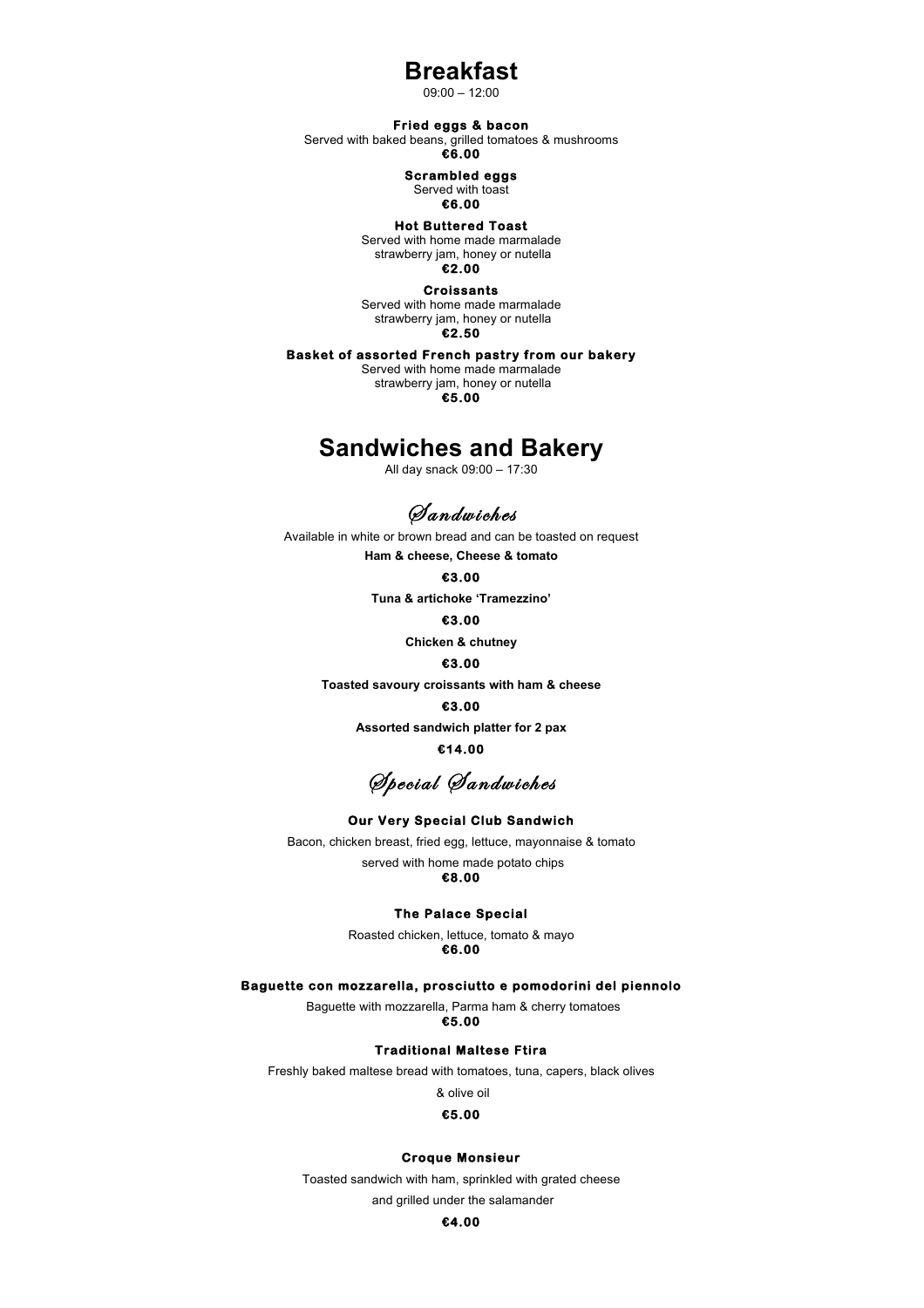# Breakfast

09:00 – 12:00

**Fried eggs & bacon**
Served with baked beans, grilled tomatoes & mushrooms
**€6.00**

**Scrambled eggs**
Served with toast
**€6.00**

**Hot Buttered Toast**
Served with home made marmalade
strawberry jam, honey or nutella
**€2.00**

**Croissants**
Served with home made marmalade
strawberry jam, honey or nutella
**€2.50**

**Basket of assorted French pastry from our bakery**
Served with home made marmalade
strawberry jam, honey or nutella
**€5.00**

# Sandwiches and Bakery

All day snack 09:00 – 17:30

## *Sandwiches*

Available in white or brown bread and can be toasted on request

**Ham & cheese, Cheese & tomato**

**€3.00**

**Tuna & artichoke 'Tramezzino'**

**€3.00**

**Chicken & chutney**

**€3.00**

**Toasted savoury croissants with ham & cheese**

**€3.00**

**Assorted sandwich platter for 2 pax**

**€14.00**

## *Special Sandwiches*

**Our Very Special Club Sandwich**

Bacon, chicken breast, fried egg, lettuce, mayonnaise & tomato
served with home made potato chips
**€8.00**

**The Palace Special**

Roasted chicken, lettuce, tomato & mayo
**€6.00**

**Baguette con mozzarella, prosciutto e pomodorini del piennolo**

Baguette with mozzarella, Parma ham & cherry tomatoes
**€5.00**

**Traditional Maltese Ftira**

Freshly baked maltese bread with tomatoes, tuna, capers, black olives
& olive oil

**€5.00**

**Croque Monsieur**

Toasted sandwich with ham, sprinkled with grated cheese
and grilled under the salamander

**€4.00**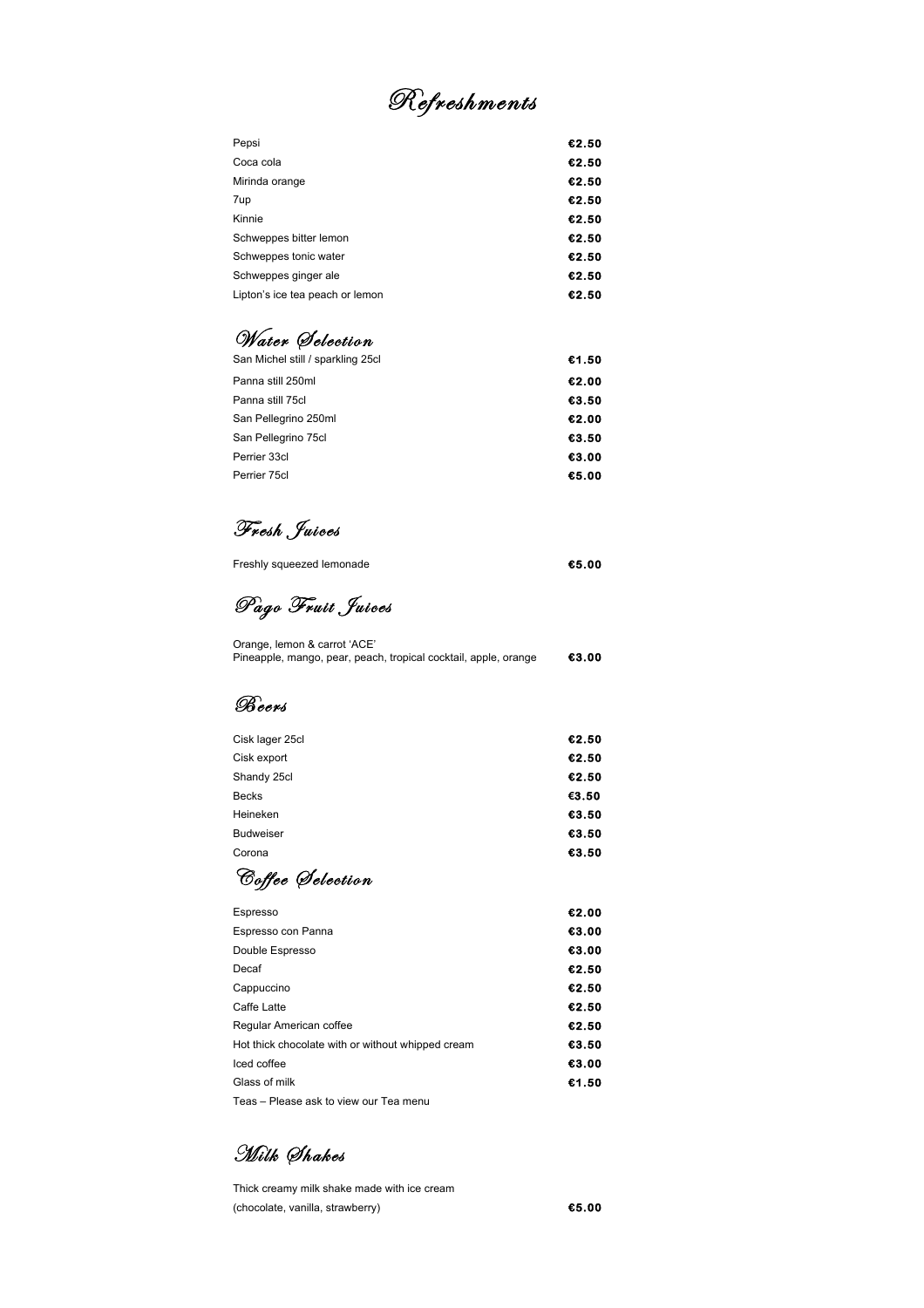# Refreshments

| | |
|---|---|
| Pepsi | **€2.50** |
| Coca cola | **€2.50** |
| Mirinda orange | **€2.50** |
| 7up | **€2.50** |
| Kinnie | **€2.50** |
| Schweppes bitter lemon | **€2.50** |
| Schweppes tonic water | **€2.50** |
| Schweppes ginger ale | **€2.50** |
| Lipton's ice tea peach or lemon | **€2.50** |

## Water Selection

| | |
|---|---|
| San Michel still / sparkling 25cl | **€1.50** |
| Panna still 250ml | **€2.00** |
| Panna still 75cl | **€3.50** |
| San Pellegrino 250ml | **€2.00** |
| San Pellegrino 75cl | **€3.50** |
| Perrier 33cl | **€3.00** |
| Perrier 75cl | **€5.00** |

## Fresh Juices

| | |
|---|---|
| Freshly squeezed lemonade | **€5.00** |

## Pago Fruit Juices

Orange, lemon & carrot 'ACE'
Pineapple, mango, pear, peach, tropical cocktail, apple, orange **€3.00**

## Beers

| | |
|---|---|
| Cisk lager 25cl | **€2.50** |
| Cisk export | **€2.50** |
| Shandy 25cl | **€2.50** |
| Becks | **€3.50** |
| Heineken | **€3.50** |
| Budweiser | **€3.50** |
| Corona | **€3.50** |

## Coffee Selection

| | |
|---|---|
| Espresso | **€2.00** |
| Espresso con Panna | **€3.00** |
| Double Espresso | **€3.00** |
| Decaf | **€2.50** |
| Cappuccino | **€2.50** |
| Caffe Latte | **€2.50** |
| Regular American coffee | **€2.50** |
| Hot thick chocolate with or without whipped cream | **€3.50** |
| Iced coffee | **€3.00** |
| Glass of milk | **€1.50** |

Teas – Please ask to view our Tea menu

## Milk Shakes

Thick creamy milk shake made with ice cream
(chocolate, vanilla, strawberry) **€5.00**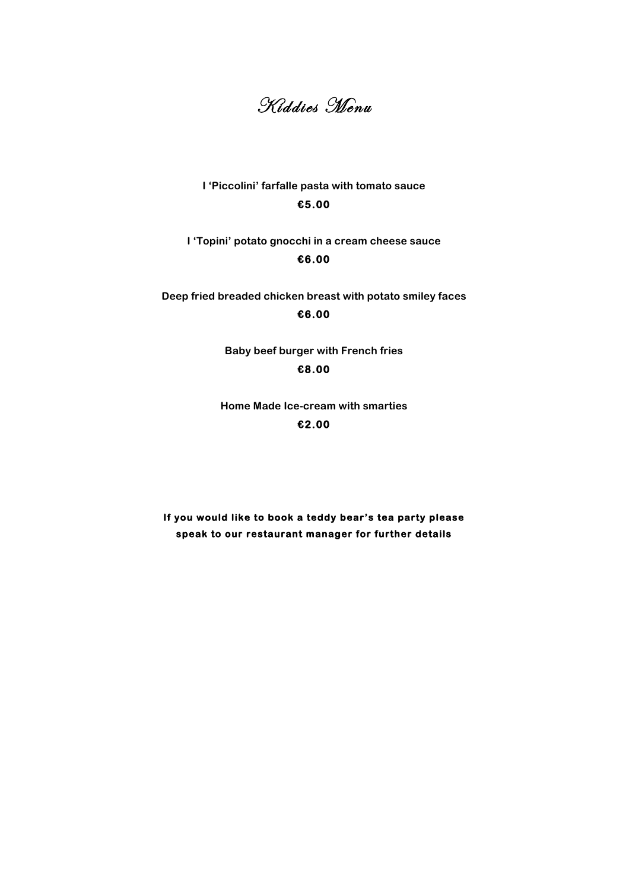# *Kiddies Menu*

**I 'Piccolini' farfalle pasta with tomato sauce**

**€5.00**

**I 'Topini' potato gnocchi in a cream cheese sauce**

**€6.00**

**Deep fried breaded chicken breast with potato smiley faces**

**€6.00**

**Baby beef burger with French fries**

**€8.00**

**Home Made Ice-cream with smarties**

**€2.00**

**If you would like to book a teddy bear's tea party please speak to our restaurant manager for further details**